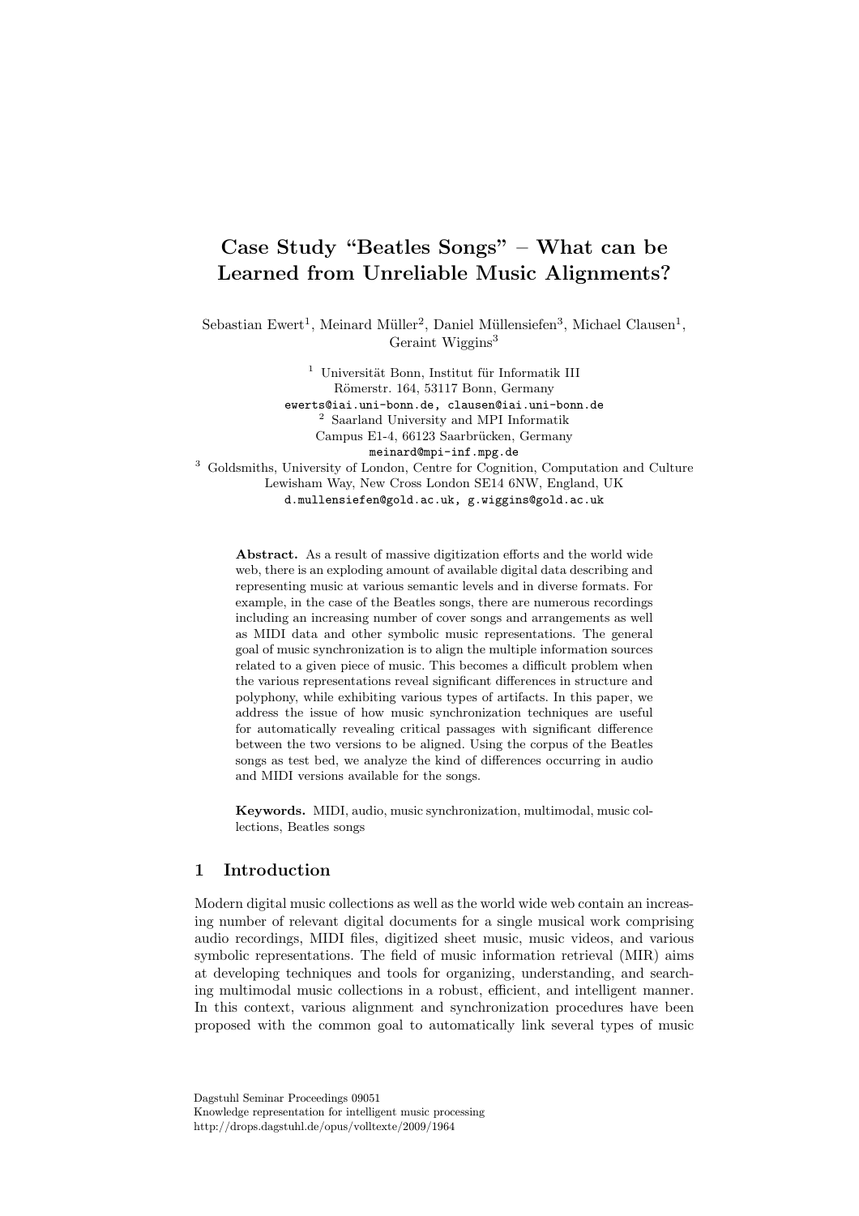# Case Study "Beatles Songs" – What can be Learned from Unreliable Music Alignments?

Sebastian Ewert[1], Meinard Müller[2], Daniel Müllensiefen[3], Michael Clausen[1], Geraint Wiggins[3]

[1] Universität Bonn, Institut für Informatik III
Römerstr. 164, 53117 Bonn, Germany
ewerts@iai.uni-bonn.de, clausen@iai.uni-bonn.de

[2] Saarland University and MPI Informatik
Campus E1-4, 66123 Saarbrücken, Germany
meinard@mpi-inf.mpg.de

[3] Goldsmiths, University of London, Centre for Cognition, Computation and Culture
Lewisham Way, New Cross London SE14 6NW, England, UK
d.mullensiefen@gold.ac.uk, g.wiggins@gold.ac.uk

**Abstract.** As a result of massive digitization efforts and the world wide web, there is an exploding amount of available digital data describing and representing music at various semantic levels and in diverse formats. For example, in the case of the Beatles songs, there are numerous recordings including an increasing number of cover songs and arrangements as well as MIDI data and other symbolic music representations. The general goal of music synchronization is to align the multiple information sources related to a given piece of music. This becomes a difficult problem when the various representations reveal significant differences in structure and polyphony, while exhibiting various types of artifacts. In this paper, we address the issue of how music synchronization techniques are useful for automatically revealing critical passages with significant difference between the two versions to be aligned. Using the corpus of the Beatles songs as test bed, we analyze the kind of differences occurring in audio and MIDI versions available for the songs.

**Keywords.** MIDI, audio, music synchronization, multimodal, music collections, Beatles songs

## 1 Introduction

Modern digital music collections as well as the world wide web contain an increasing number of relevant digital documents for a single musical work comprising audio recordings, MIDI files, digitized sheet music, music videos, and various symbolic representations. The field of music information retrieval (MIR) aims at developing techniques and tools for organizing, understanding, and searching multimodal music collections in a robust, efficient, and intelligent manner. In this context, various alignment and synchronization procedures have been proposed with the common goal to automatically link several types of music

Dagstuhl Seminar Proceedings 09051
Knowledge representation for intelligent music processing
http://drops.dagstuhl.de/opus/volltexte/2009/1964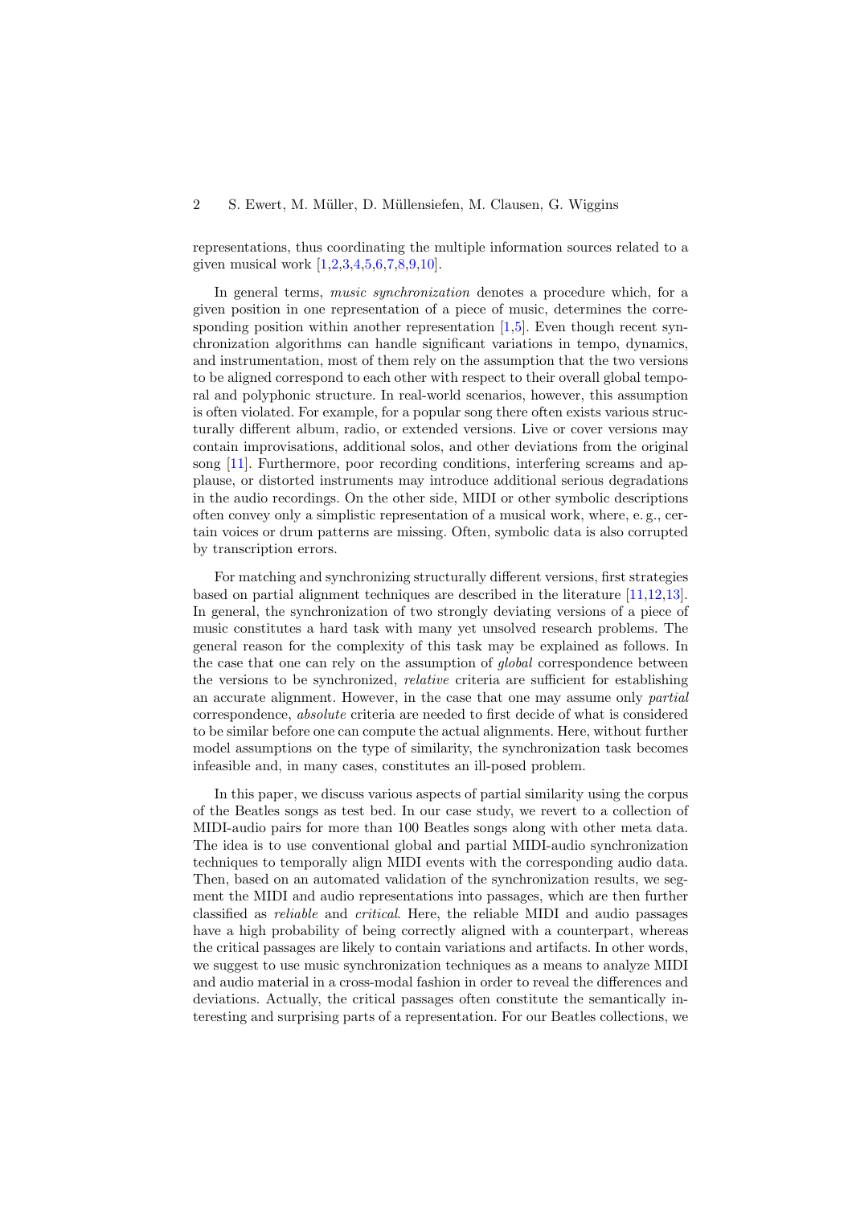representations, thus coordinating the multiple information sources related to a given musical work [1,2,3,4,5,6,7,8,9,10].

In general terms, *music synchronization* denotes a procedure which, for a given position in one representation of a piece of music, determines the corresponding position within another representation [1,5]. Even though recent synchronization algorithms can handle significant variations in tempo, dynamics, and instrumentation, most of them rely on the assumption that the two versions to be aligned correspond to each other with respect to their overall global temporal and polyphonic structure. In real-world scenarios, however, this assumption is often violated. For example, for a popular song there often exists various structurally different album, radio, or extended versions. Live or cover versions may contain improvisations, additional solos, and other deviations from the original song [11]. Furthermore, poor recording conditions, interfering screams and applause, or distorted instruments may introduce additional serious degradations in the audio recordings. On the other side, MIDI or other symbolic descriptions often convey only a simplistic representation of a musical work, where, e. g., certain voices or drum patterns are missing. Often, symbolic data is also corrupted by transcription errors.

For matching and synchronizing structurally different versions, first strategies based on partial alignment techniques are described in the literature [11,12,13]. In general, the synchronization of two strongly deviating versions of a piece of music constitutes a hard task with many yet unsolved research problems. The general reason for the complexity of this task may be explained as follows. In the case that one can rely on the assumption of *global* correspondence between the versions to be synchronized, *relative* criteria are sufficient for establishing an accurate alignment. However, in the case that one may assume only *partial* correspondence, *absolute* criteria are needed to first decide of what is considered to be similar before one can compute the actual alignments. Here, without further model assumptions on the type of similarity, the synchronization task becomes infeasible and, in many cases, constitutes an ill-posed problem.

In this paper, we discuss various aspects of partial similarity using the corpus of the Beatles songs as test bed. In our case study, we revert to a collection of MIDI-audio pairs for more than 100 Beatles songs along with other meta data. The idea is to use conventional global and partial MIDI-audio synchronization techniques to temporally align MIDI events with the corresponding audio data. Then, based on an automated validation of the synchronization results, we segment the MIDI and audio representations into passages, which are then further classified as *reliable* and *critical*. Here, the reliable MIDI and audio passages have a high probability of being correctly aligned with a counterpart, whereas the critical passages are likely to contain variations and artifacts. In other words, we suggest to use music synchronization techniques as a means to analyze MIDI and audio material in a cross-modal fashion in order to reveal the differences and deviations. Actually, the critical passages often constitute the semantically interesting and surprising parts of a representation. For our Beatles collections, we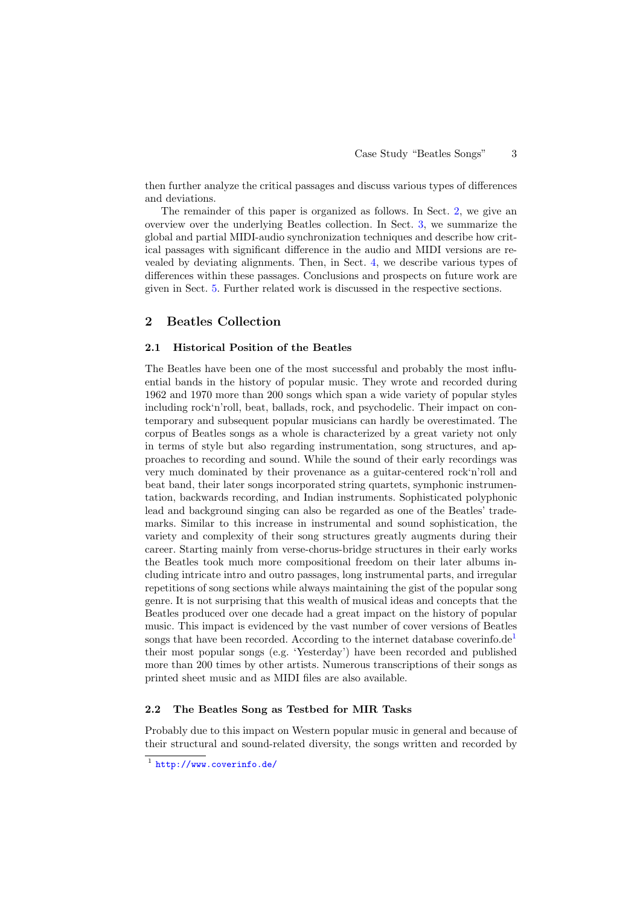then further analyze the critical passages and discuss various types of differences and deviations.

The remainder of this paper is organized as follows. In Sect. 2, we give an overview over the underlying Beatles collection. In Sect. 3, we summarize the global and partial MIDI-audio synchronization techniques and describe how critical passages with significant difference in the audio and MIDI versions are revealed by deviating alignments. Then, in Sect. 4, we describe various types of differences within these passages. Conclusions and prospects on future work are given in Sect. 5. Further related work is discussed in the respective sections.

## 2 Beatles Collection

### 2.1 Historical Position of the Beatles

The Beatles have been one of the most successful and probably the most influential bands in the history of popular music. They wrote and recorded during 1962 and 1970 more than 200 songs which span a wide variety of popular styles including rock'n'roll, beat, ballads, rock, and psychodelic. Their impact on contemporary and subsequent popular musicians can hardly be overestimated. The corpus of Beatles songs as a whole is characterized by a great variety not only in terms of style but also regarding instrumentation, song structures, and approaches to recording and sound. While the sound of their early recordings was very much dominated by their provenance as a guitar-centered rock'n'roll and beat band, their later songs incorporated string quartets, symphonic instrumentation, backwards recording, and Indian instruments. Sophisticated polyphonic lead and background singing can also be regarded as one of the Beatles' trademarks. Similar to this increase in instrumental and sound sophistication, the variety and complexity of their song structures greatly augments during their career. Starting mainly from verse-chorus-bridge structures in their early works the Beatles took much more compositional freedom on their later albums including intricate intro and outro passages, long instrumental parts, and irregular repetitions of song sections while always maintaining the gist of the popular song genre. It is not surprising that this wealth of musical ideas and concepts that the Beatles produced over one decade had a great impact on the history of popular music. This impact is evidenced by the vast number of cover versions of Beatles songs that have been recorded. According to the internet database coverinfo.de[1] their most popular songs (e.g. 'Yesterday') have been recorded and published more than 200 times by other artists. Numerous transcriptions of their songs as printed sheet music and as MIDI files are also available.

### 2.2 The Beatles Song as Testbed for MIR Tasks

Probably due to this impact on Western popular music in general and because of their structural and sound-related diversity, the songs written and recorded by

[1] http://www.coverinfo.de/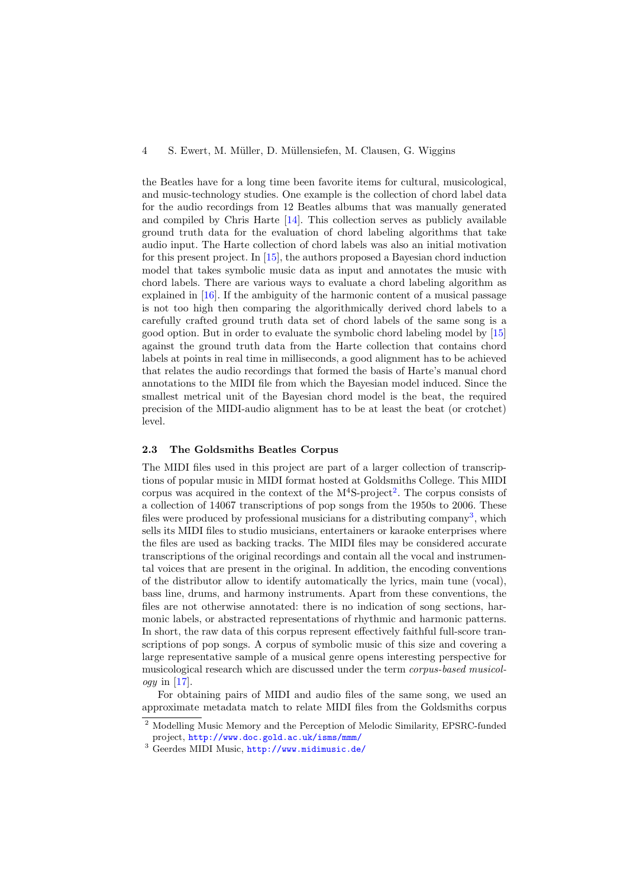the Beatles have for a long time been favorite items for cultural, musicological, and music-technology studies. One example is the collection of chord label data for the audio recordings from 12 Beatles albums that was manually generated and compiled by Chris Harte [14]. This collection serves as publicly available ground truth data for the evaluation of chord labeling algorithms that take audio input. The Harte collection of chord labels was also an initial motivation for this present project. In [15], the authors proposed a Bayesian chord induction model that takes symbolic music data as input and annotates the music with chord labels. There are various ways to evaluate a chord labeling algorithm as explained in [16]. If the ambiguity of the harmonic content of a musical passage is not too high then comparing the algorithmically derived chord labels to a carefully crafted ground truth data set of chord labels of the same song is a good option. But in order to evaluate the symbolic chord labeling model by [15] against the ground truth data from the Harte collection that contains chord labels at points in real time in milliseconds, a good alignment has to be achieved that relates the audio recordings that formed the basis of Harte's manual chord annotations to the MIDI file from which the Bayesian model induced. Since the smallest metrical unit of the Bayesian chord model is the beat, the required precision of the MIDI-audio alignment has to be at least the beat (or crotchet) level.

### 2.3 The Goldsmiths Beatles Corpus

The MIDI files used in this project are part of a larger collection of transcriptions of popular music in MIDI format hosted at Goldsmiths College. This MIDI corpus was acquired in the context of the M$^4$S-project[2]. The corpus consists of a collection of 14067 transcriptions of pop songs from the 1950s to 2006. These files were produced by professional musicians for a distributing company[3], which sells its MIDI files to studio musicians, entertainers or karaoke enterprises where the files are used as backing tracks. The MIDI files may be considered accurate transcriptions of the original recordings and contain all the vocal and instrumental voices that are present in the original. In addition, the encoding conventions of the distributor allow to identify automatically the lyrics, main tune (vocal), bass line, drums, and harmony instruments. Apart from these conventions, the files are not otherwise annotated: there is no indication of song sections, harmonic labels, or abstracted representations of rhythmic and harmonic patterns. In short, the raw data of this corpus represent effectively faithful full-score transcriptions of pop songs. A corpus of symbolic music of this size and covering a large representative sample of a musical genre opens interesting perspective for musicological research which are discussed under the term *corpus-based musicology* in [17].

For obtaining pairs of MIDI and audio files of the same song, we used an approximate metadata match to relate MIDI files from the Goldsmiths corpus

---

[2] Modelling Music Memory and the Perception of Melodic Similarity, EPSRC-funded project, http://www.doc.gold.ac.uk/isms/mmm/

[3] Geerdes MIDI Music, http://www.midimusic.de/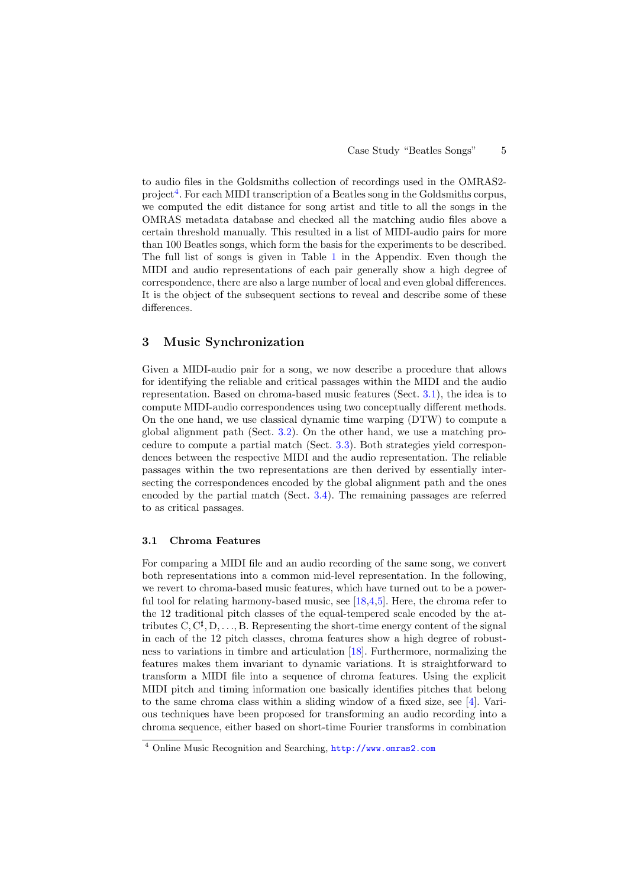to audio files in the Goldsmiths collection of recordings used in the OMRAS2-project[4]. For each MIDI transcription of a Beatles song in the Goldsmiths corpus, we computed the edit distance for song artist and title to all the songs in the OMRAS metadata database and checked all the matching audio files above a certain threshold manually. This resulted in a list of MIDI-audio pairs for more than 100 Beatles songs, which form the basis for the experiments to be described. The full list of songs is given in Table 1 in the Appendix. Even though the MIDI and audio representations of each pair generally show a high degree of correspondence, there are also a large number of local and even global differences. It is the object of the subsequent sections to reveal and describe some of these differences.

## 3 Music Synchronization

Given a MIDI-audio pair for a song, we now describe a procedure that allows for identifying the reliable and critical passages within the MIDI and the audio representation. Based on chroma-based music features (Sect. 3.1), the idea is to compute MIDI-audio correspondences using two conceptually different methods. On the one hand, we use classical dynamic time warping (DTW) to compute a global alignment path (Sect. 3.2). On the other hand, we use a matching procedure to compute a partial match (Sect. 3.3). Both strategies yield correspondences between the respective MIDI and the audio representation. The reliable passages within the two representations are then derived by essentially intersecting the correspondences encoded by the global alignment path and the ones encoded by the partial match (Sect. 3.4). The remaining passages are referred to as critical passages.

### 3.1 Chroma Features

For comparing a MIDI file and an audio recording of the same song, we convert both representations into a common mid-level representation. In the following, we revert to chroma-based music features, which have turned out to be a powerful tool for relating harmony-based music, see [18,4,5]. Here, the chroma refer to the 12 traditional pitch classes of the equal-tempered scale encoded by the attributes C, C$^\sharp$, D, . . ., B. Representing the short-time energy content of the signal in each of the 12 pitch classes, chroma features show a high degree of robustness to variations in timbre and articulation [18]. Furthermore, normalizing the features makes them invariant to dynamic variations. It is straightforward to transform a MIDI file into a sequence of chroma features. Using the explicit MIDI pitch and timing information one basically identifies pitches that belong to the same chroma class within a sliding window of a fixed size, see [4]. Various techniques have been proposed for transforming an audio recording into a chroma sequence, either based on short-time Fourier transforms in combination

[4] Online Music Recognition and Searching, http://www.omras2.com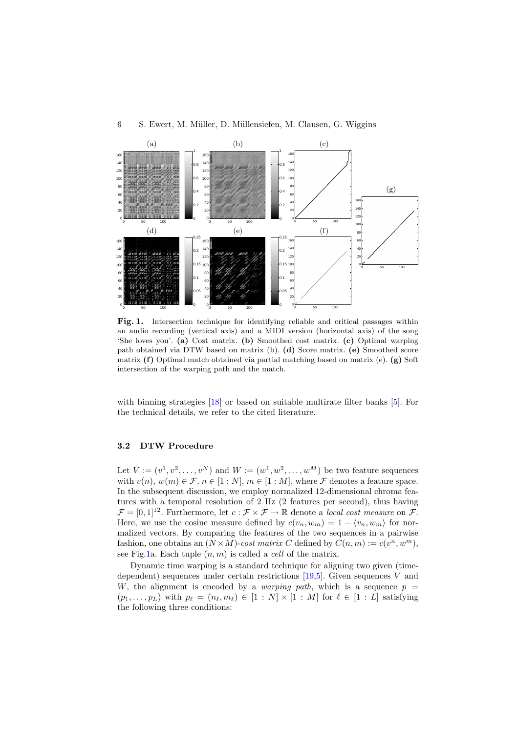**Fig. 1.** Intersection technique for identifying reliable and critical passages within an audio recording (vertical axis) and a MIDI version (horizontal axis) of the song 'She loves you'. **(a)** Cost matrix. **(b)** Smoothed cost matrix. **(c)** Optimal warping path obtained via DTW based on matrix (b). **(d)** Score matrix. **(e)** Smoothed score matrix **(f)** Optimal match obtained via partial matching based on matrix (e). **(g)** Soft intersection of the warping path and the match.

with binning strategies [18] or based on suitable multirate filter banks [5]. For the technical details, we refer to the cited literature.

### 3.2 DTW Procedure

Let $V := (v^1, v^2, \ldots, v^N)$ and $W := (w^1, w^2, \ldots, w^M)$ be two feature sequences with $v(n)$, $w(m) \in \mathcal{F}$, $n \in [1 : N]$, $m \in [1 : M]$, where $\mathcal{F}$ denotes a feature space. In the subsequent discussion, we employ normalized 12-dimensional chroma features with a temporal resolution of 2 Hz (2 features per second), thus having $\mathcal{F} = [0, 1]^{12}$. Furthermore, let $c : \mathcal{F} \times \mathcal{F} \to \mathbb{R}$ denote a *local cost measure* on $\mathcal{F}$. Here, we use the cosine measure defined by $c(v_n, w_m) = 1 - \langle v_n, w_m \rangle$ for normalized vectors. By comparing the features of the two sequences in a pairwise fashion, one obtains an $(N \times M)$-*cost matrix* $C$ defined by $C(n, m) := c(v^n, w^m)$, see Fig.1a. Each tuple $(n, m)$ is called a *cell* of the matrix.

Dynamic time warping is a standard technique for aligning two given (time-dependent) sequences under certain restrictions [19,5]. Given sequences $V$ and $W$, the alignment is encoded by a *warping path*, which is a sequence $p = (p_1, \ldots, p_L)$ with $p_\ell = (n_\ell, m_\ell) \in [1 : N] \times [1 : M]$ for $\ell \in [1 : L]$ satisfying the following three conditions: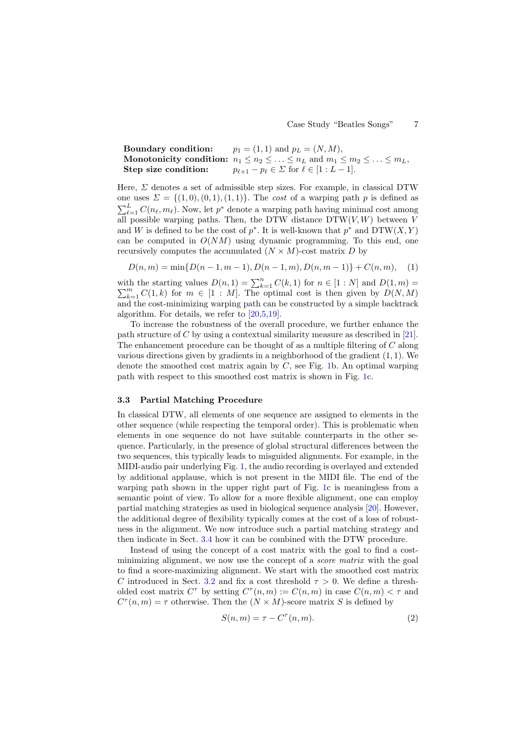**Boundary condition:** $p_1 = (1, 1)$ and $p_L = (N, M)$,
**Monotonicity condition:** $n_1 \leq n_2 \leq \ldots \leq n_L$ and $m_1 \leq m_2 \leq \ldots \leq m_L$,
**Step size condition:** $p_{\ell+1} - p_\ell \in \Sigma$ for $\ell \in [1 : L-1]$.

Here, $\Sigma$ denotes a set of admissible step sizes. For example, in classical DTW one uses $\Sigma = \{(1, 0), (0, 1), (1, 1)\}$. The *cost* of a warping path $p$ is defined as $\sum_{\ell=1}^{L} C(n_\ell, m_\ell)$. Now, let $p^*$ denote a warping path having minimal cost among all possible warping paths. Then, the DTW distance $\mathrm{DTW}(V, W)$ between $V$ and $W$ is defined to be the cost of $p^*$. It is well-known that $p^*$ and $\mathrm{DTW}(X, Y)$ can be computed in $O(NM)$ using dynamic programming. To this end, one recursively computes the accumulated $(N \times M)$-cost matrix $D$ by

$$D(n, m) = \min\{D(n-1, m-1), D(n-1, m), D(n, m-1)\} + C(n, m), \quad (1)$$

with the starting values $D(n, 1) = \sum_{k=1}^{n} C(k, 1)$ for $n \in [1 : N]$ and $D(1, m) = \sum_{k=1}^{m} C(1, k)$ for $m \in [1 : M]$. The optimal cost is then given by $D(N, M)$ and the cost-minimizing warping path can be constructed by a simple backtrack algorithm. For details, we refer to [20,5,19].

To increase the robustness of the overall procedure, we further enhance the path structure of $C$ by using a contextual similarity measure as described in [21]. The enhancement procedure can be thought of as a multiple filtering of $C$ along various directions given by gradients in a neighborhood of the gradient $(1, 1)$. We denote the smoothed cost matrix again by $C$, see Fig. 1b. An optimal warping path with respect to this smoothed cost matrix is shown in Fig. 1c.

### 3.3 Partial Matching Procedure

In classical DTW, all elements of one sequence are assigned to elements in the other sequence (while respecting the temporal order). This is problematic when elements in one sequence do not have suitable counterparts in the other sequence. Particularly, in the presence of global structural differences between the two sequences, this typically leads to misguided alignments. For example, in the MIDI-audio pair underlying Fig. 1, the audio recording is overlayed and extended by additional applause, which is not present in the MIDI file. The end of the warping path shown in the upper right part of Fig. 1c is meaningless from a semantic point of view. To allow for a more flexible alignment, one can employ partial matching strategies as used in biological sequence analysis [20]. However, the additional degree of flexibility typically comes at the cost of a loss of robustness in the alignment. We now introduce such a partial matching strategy and then indicate in Sect. 3.4 how it can be combined with the DTW procedure.

Instead of using the concept of a cost matrix with the goal to find a cost-minimizing alignment, we now use the concept of a *score matrix* with the goal to find a score-maximizing alignment. We start with the smoothed cost matrix $C$ introduced in Sect. 3.2 and fix a cost threshold $\tau > 0$. We define a thresholded cost matrix $C^\tau$ by setting $C^\tau(n, m) := C(n, m)$ in case $C(n, m) < \tau$ and $C^\tau(n, m) = \tau$ otherwise. Then the $(N \times M)$-score matrix $S$ is defined by

$$S(n, m) = \tau - C^\tau(n, m). \quad (2)$$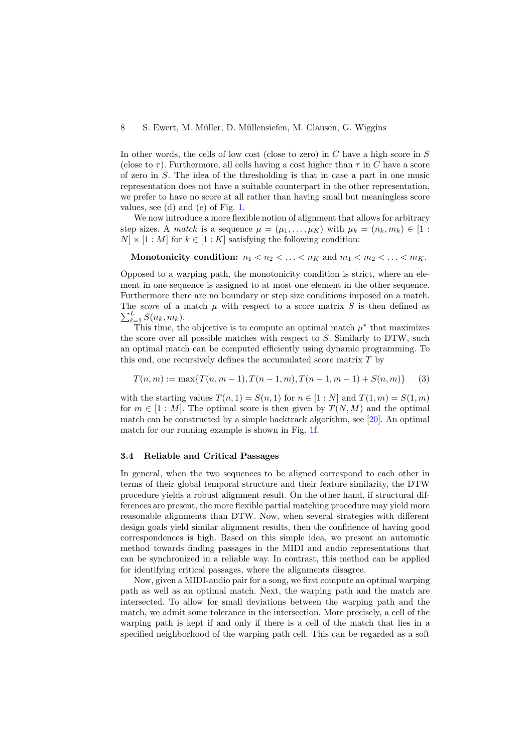In other words, the cells of low cost (close to zero) in $C$ have a high score in $S$ (close to $\tau$). Furthermore, all cells having a cost higher than $\tau$ in $C$ have a score of zero in $S$. The idea of the thresholding is that in case a part in one music representation does not have a suitable counterpart in the other representation, we prefer to have no score at all rather than having small but meaningless score values, see (d) and (e) of Fig. 1.

We now introduce a more flexible notion of alignment that allows for arbitrary step sizes. A *match* is a sequence $\mu = (\mu_1, \ldots, \mu_K)$ with $\mu_k = (n_k, m_k) \in [1 : N] \times [1 : M]$ for $k \in [1 : K]$ satisfying the following condition:

**Monotonicity condition:** $n_1 < n_2 < \ldots < n_K$ and $m_1 < m_2 < \ldots < m_K$.

Opposed to a warping path, the monotonicity condition is strict, where an element in one sequence is assigned to at most one element in the other sequence. Furthermore there are no boundary or step size conditions imposed on a match. The *score* of a match $\mu$ with respect to a score matrix $S$ is then defined as $\sum_{\ell=1}^{L} S(n_k, m_k)$.

This time, the objective is to compute an optimal match $\mu^*$ that maximizes the score over all possible matches with respect to $S$. Similarly to DTW, such an optimal match can be computed efficiently using dynamic programming. To this end, one recursively defines the accumulated score matrix $T$ by

$$T(n, m) := \max\{T(n, m-1), T(n-1, m), T(n-1, m-1) + S(n, m)\} \qquad (3)$$

with the starting values $T(n, 1) = S(n, 1)$ for $n \in [1 : N]$ and $T(1, m) = S(1, m)$ for $m \in [1 : M]$. The optimal score is then given by $T(N, M)$ and the optimal match can be constructed by a simple backtrack algorithm, see [20]. An optimal match for our running example is shown in Fig. 1f.

### 3.4 Reliable and Critical Passages

In general, when the two sequences to be aligned correspond to each other in terms of their global temporal structure and their feature similarity, the DTW procedure yields a robust alignment result. On the other hand, if structural differences are present, the more flexible partial matching procedure may yield more reasonable alignments than DTW. Now, when several strategies with different design goals yield similar alignment results, then the confidence of having good correspondences is high. Based on this simple idea, we present an automatic method towards finding passages in the MIDI and audio representations that can be synchronized in a reliable way. In contrast, this method can be applied for identifying critical passages, where the alignments disagree.

Now, given a MIDI-audio pair for a song, we first compute an optimal warping path as well as an optimal match. Next, the warping path and the match are intersected. To allow for small deviations between the warping path and the match, we admit some tolerance in the intersection. More precisely, a cell of the warping path is kept if and only if there is a cell of the match that lies in a specified neighborhood of the warping path cell. This can be regarded as a soft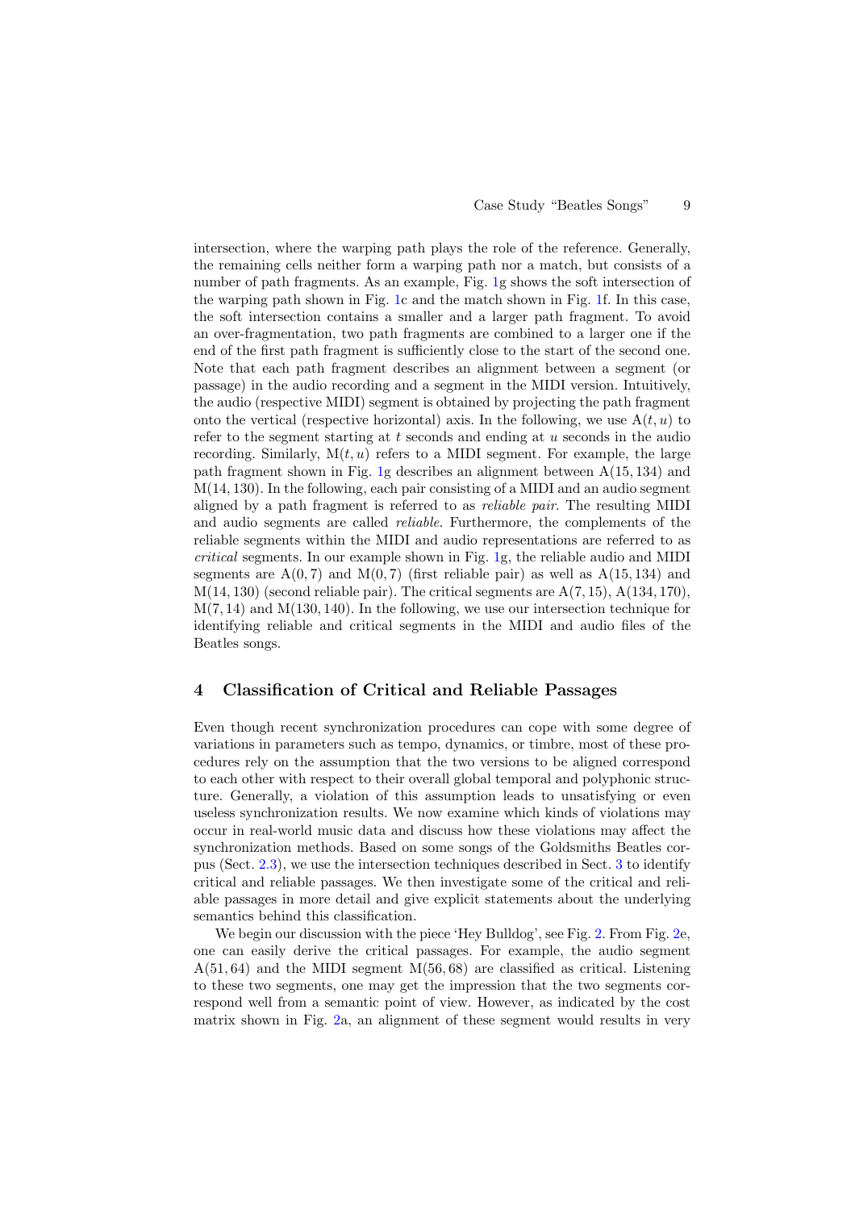intersection, where the warping path plays the role of the reference. Generally, the remaining cells neither form a warping path nor a match, but consists of a number of path fragments. As an example, Fig. 1g shows the soft intersection of the warping path shown in Fig. 1c and the match shown in Fig. 1f. In this case, the soft intersection contains a smaller and a larger path fragment. To avoid an over-fragmentation, two path fragments are combined to a larger one if the end of the first path fragment is sufficiently close to the start of the second one. Note that each path fragment describes an alignment between a segment (or passage) in the audio recording and a segment in the MIDI version. Intuitively, the audio (respective MIDI) segment is obtained by projecting the path fragment onto the vertical (respective horizontal) axis. In the following, we use $\mathrm{A}(t, u)$ to refer to the segment starting at $t$ seconds and ending at $u$ seconds in the audio recording. Similarly, $\mathrm{M}(t, u)$ refers to a MIDI segment. For example, the large path fragment shown in Fig. 1g describes an alignment between $\mathrm{A}(15, 134)$ and $\mathrm{M}(14, 130)$. In the following, each pair consisting of a MIDI and an audio segment aligned by a path fragment is referred to as *reliable pair*. The resulting MIDI and audio segments are called *reliable*. Furthermore, the complements of the reliable segments within the MIDI and audio representations are referred to as *critical* segments. In our example shown in Fig. 1g, the reliable audio and MIDI segments are $\mathrm{A}(0, 7)$ and $\mathrm{M}(0, 7)$ (first reliable pair) as well as $\mathrm{A}(15, 134)$ and $\mathrm{M}(14, 130)$ (second reliable pair). The critical segments are $\mathrm{A}(7, 15)$, $\mathrm{A}(134, 170)$, $\mathrm{M}(7, 14)$ and $\mathrm{M}(130, 140)$. In the following, we use our intersection technique for identifying reliable and critical segments in the MIDI and audio files of the Beatles songs.

## 4 Classification of Critical and Reliable Passages

Even though recent synchronization procedures can cope with some degree of variations in parameters such as tempo, dynamics, or timbre, most of these procedures rely on the assumption that the two versions to be aligned correspond to each other with respect to their overall global temporal and polyphonic structure. Generally, a violation of this assumption leads to unsatisfying or even useless synchronization results. We now examine which kinds of violations may occur in real-world music data and discuss how these violations may affect the synchronization methods. Based on some songs of the Goldsmiths Beatles corpus (Sect. 2.3), we use the intersection techniques described in Sect. 3 to identify critical and reliable passages. We then investigate some of the critical and reliable passages in more detail and give explicit statements about the underlying semantics behind this classification.

We begin our discussion with the piece 'Hey Bulldog', see Fig. 2. From Fig. 2e, one can easily derive the critical passages. For example, the audio segment $\mathrm{A}(51, 64)$ and the MIDI segment $\mathrm{M}(56, 68)$ are classified as critical. Listening to these two segments, one may get the impression that the two segments correspond well from a semantic point of view. However, as indicated by the cost matrix shown in Fig. 2a, an alignment of these segment would results in very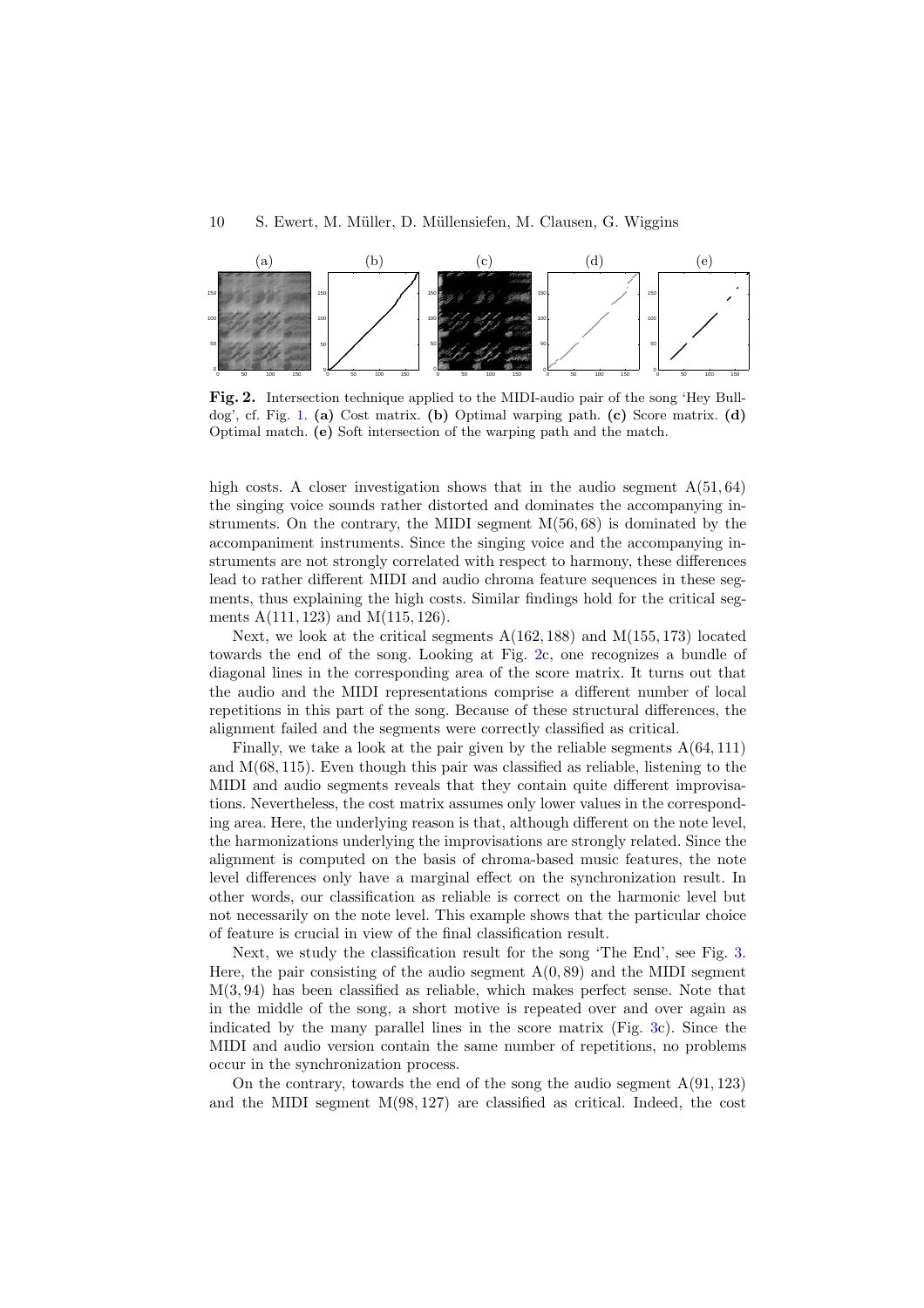**Fig. 2.** Intersection technique applied to the MIDI-audio pair of the song 'Hey Bulldog', cf. Fig. 1. **(a)** Cost matrix. **(b)** Optimal warping path. **(c)** Score matrix. **(d)** Optimal match. **(e)** Soft intersection of the warping path and the match.

high costs. A closer investigation shows that in the audio segment $A(51, 64)$ the singing voice sounds rather distorted and dominates the accompanying instruments. On the contrary, the MIDI segment $M(56, 68)$ is dominated by the accompaniment instruments. Since the singing voice and the accompanying instruments are not strongly correlated with respect to harmony, these differences lead to rather different MIDI and audio chroma feature sequences in these segments, thus explaining the high costs. Similar findings hold for the critical segments $A(111, 123)$ and $M(115, 126)$.

Next, we look at the critical segments $A(162, 188)$ and $M(155, 173)$ located towards the end of the song. Looking at Fig. 2c, one recognizes a bundle of diagonal lines in the corresponding area of the score matrix. It turns out that the audio and the MIDI representations comprise a different number of local repetitions in this part of the song. Because of these structural differences, the alignment failed and the segments were correctly classified as critical.

Finally, we take a look at the pair given by the reliable segments $A(64, 111)$ and $M(68, 115)$. Even though this pair was classified as reliable, listening to the MIDI and audio segments reveals that they contain quite different improvisations. Nevertheless, the cost matrix assumes only lower values in the corresponding area. Here, the underlying reason is that, although different on the note level, the harmonizations underlying the improvisations are strongly related. Since the alignment is computed on the basis of chroma-based music features, the note level differences only have a marginal effect on the synchronization result. In other words, our classification as reliable is correct on the harmonic level but not necessarily on the note level. This example shows that the particular choice of feature is crucial in view of the final classification result.

Next, we study the classification result for the song 'The End', see Fig. 3. Here, the pair consisting of the audio segment $A(0, 89)$ and the MIDI segment $M(3, 94)$ has been classified as reliable, which makes perfect sense. Note that in the middle of the song, a short motive is repeated over and over again as indicated by the many parallel lines in the score matrix (Fig. 3c). Since the MIDI and audio version contain the same number of repetitions, no problems occur in the synchronization process.

On the contrary, towards the end of the song the audio segment $A(91, 123)$ and the MIDI segment $M(98, 127)$ are classified as critical. Indeed, the cost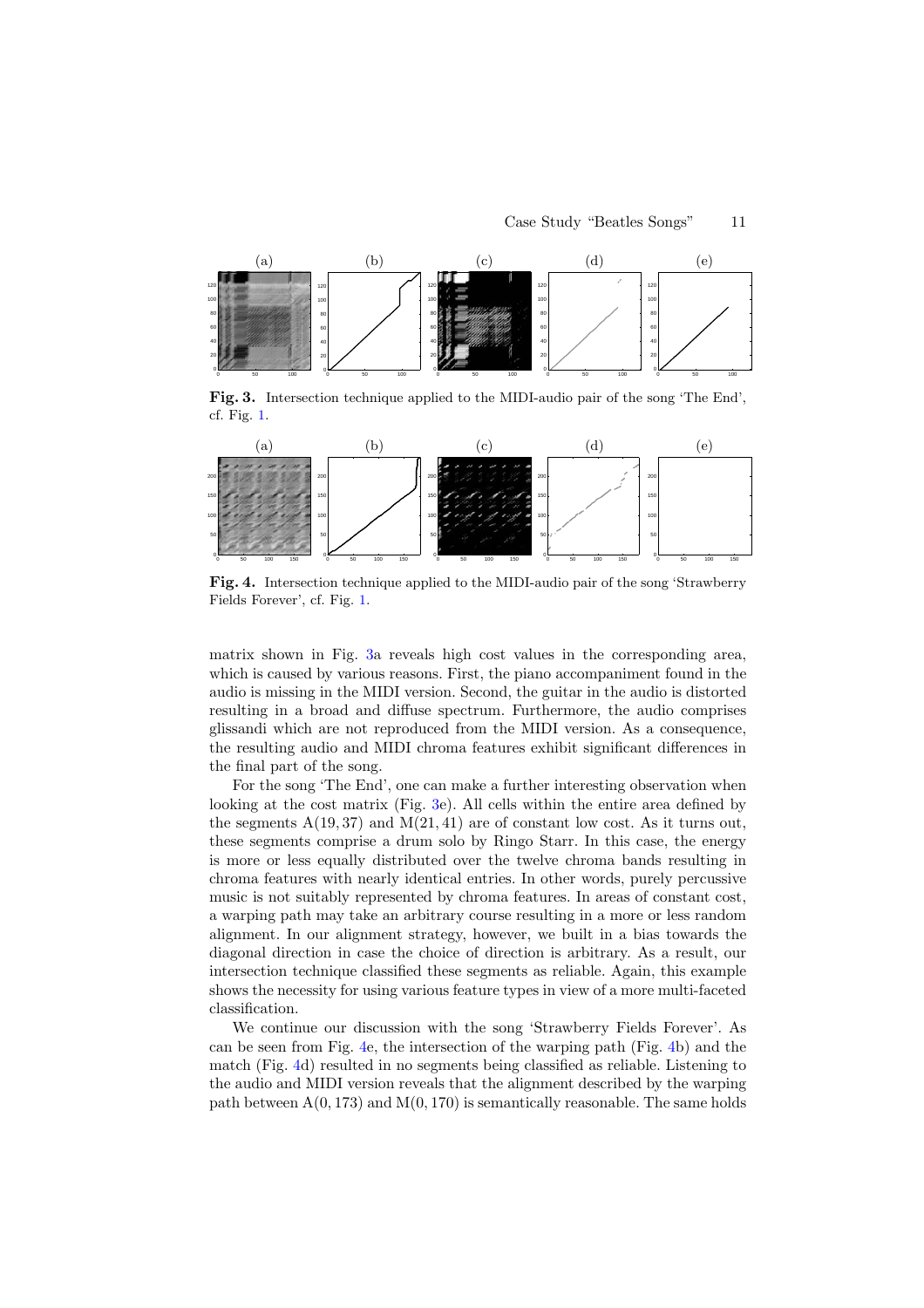**Fig. 3.** Intersection technique applied to the MIDI-audio pair of the song 'The End', cf. Fig. 1.

**Fig. 4.** Intersection technique applied to the MIDI-audio pair of the song 'Strawberry Fields Forever', cf. Fig. 1.

matrix shown in Fig. 3a reveals high cost values in the corresponding area, which is caused by various reasons. First, the piano accompaniment found in the audio is missing in the MIDI version. Second, the guitar in the audio is distorted resulting in a broad and diffuse spectrum. Furthermore, the audio comprises glissandi which are not reproduced from the MIDI version. As a consequence, the resulting audio and MIDI chroma features exhibit significant differences in the final part of the song.

For the song 'The End', one can make a further interesting observation when looking at the cost matrix (Fig. 3e). All cells within the entire area defined by the segments $\mathrm{A}(19, 37)$ and $\mathrm{M}(21, 41)$ are of constant low cost. As it turns out, these segments comprise a drum solo by Ringo Starr. In this case, the energy is more or less equally distributed over the twelve chroma bands resulting in chroma features with nearly identical entries. In other words, purely percussive music is not suitably represented by chroma features. In areas of constant cost, a warping path may take an arbitrary course resulting in a more or less random alignment. In our alignment strategy, however, we built in a bias towards the diagonal direction in case the choice of direction is arbitrary. As a result, our intersection technique classified these segments as reliable. Again, this example shows the necessity for using various feature types in view of a more multi-faceted classification.

We continue our discussion with the song 'Strawberry Fields Forever'. As can be seen from Fig. 4e, the intersection of the warping path (Fig. 4b) and the match (Fig. 4d) resulted in no segments being classified as reliable. Listening to the audio and MIDI version reveals that the alignment described by the warping path between $\mathrm{A}(0, 173)$ and $\mathrm{M}(0, 170)$ is semantically reasonable. The same holds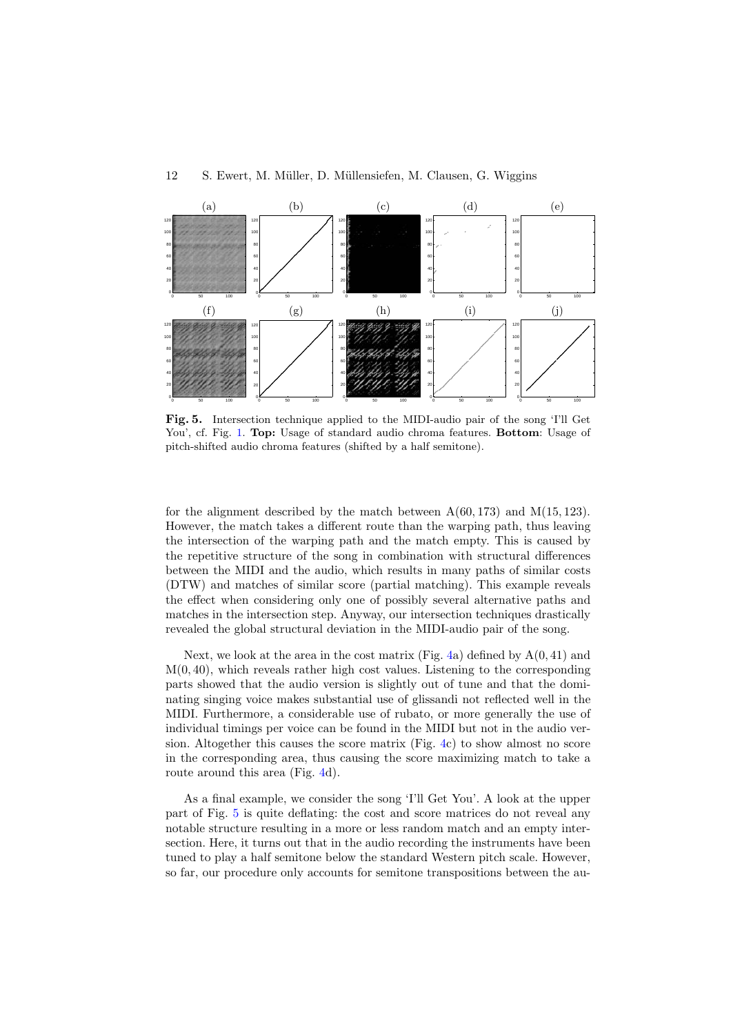**Fig. 5.** Intersection technique applied to the MIDI-audio pair of the song 'I'll Get You', cf. Fig. 1. **Top:** Usage of standard audio chroma features. **Bottom**: Usage of pitch-shifted audio chroma features (shifted by a half semitone).

for the alignment described by the match between A(60, 173) and M(15, 123). However, the match takes a different route than the warping path, thus leaving the intersection of the warping path and the match empty. This is caused by the repetitive structure of the song in combination with structural differences between the MIDI and the audio, which results in many paths of similar costs (DTW) and matches of similar score (partial matching). This example reveals the effect when considering only one of possibly several alternative paths and matches in the intersection step. Anyway, our intersection techniques drastically revealed the global structural deviation in the MIDI-audio pair of the song.

Next, we look at the area in the cost matrix (Fig. 4a) defined by A(0, 41) and M(0, 40), which reveals rather high cost values. Listening to the corresponding parts showed that the audio version is slightly out of tune and that the dominating singing voice makes substantial use of glissandi not reflected well in the MIDI. Furthermore, a considerable use of rubato, or more generally the use of individual timings per voice can be found in the MIDI but not in the audio version. Altogether this causes the score matrix (Fig. 4c) to show almost no score in the corresponding area, thus causing the score maximizing match to take a route around this area (Fig. 4d).

As a final example, we consider the song 'I'll Get You'. A look at the upper part of Fig. 5 is quite deflating: the cost and score matrices do not reveal any notable structure resulting in a more or less random match and an empty intersection. Here, it turns out that in the audio recording the instruments have been tuned to play a half semitone below the standard Western pitch scale. However, so far, our procedure only accounts for semitone transpositions between the au-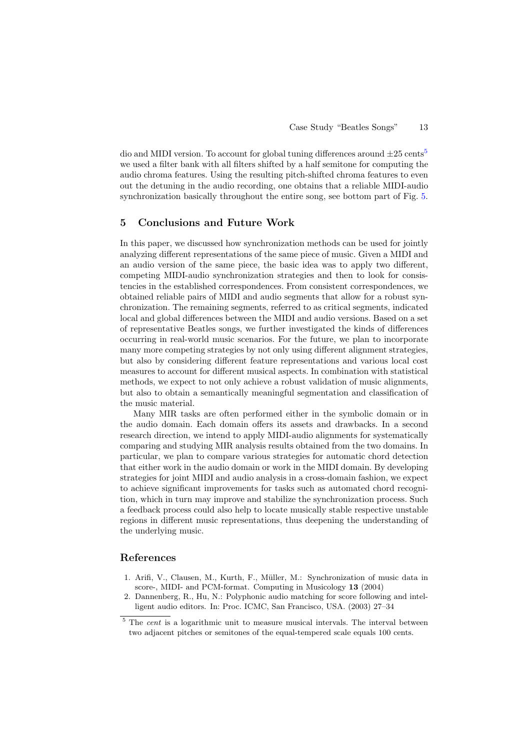dio and MIDI version. To account for global tuning differences around $\pm 25$ cents[5] we used a filter bank with all filters shifted by a half semitone for computing the audio chroma features. Using the resulting pitch-shifted chroma features to even out the detuning in the audio recording, one obtains that a reliable MIDI-audio synchronization basically throughout the entire song, see bottom part of Fig. 5.

## 5 Conclusions and Future Work

In this paper, we discussed how synchronization methods can be used for jointly analyzing different representations of the same piece of music. Given a MIDI and an audio version of the same piece, the basic idea was to apply two different, competing MIDI-audio synchronization strategies and then to look for consistencies in the established correspondences. From consistent correspondences, we obtained reliable pairs of MIDI and audio segments that allow for a robust synchronization. The remaining segments, referred to as critical segments, indicated local and global differences between the MIDI and audio versions. Based on a set of representative Beatles songs, we further investigated the kinds of differences occurring in real-world music scenarios. For the future, we plan to incorporate many more competing strategies by not only using different alignment strategies, but also by considering different feature representations and various local cost measures to account for different musical aspects. In combination with statistical methods, we expect to not only achieve a robust validation of music alignments, but also to obtain a semantically meaningful segmentation and classification of the music material.

Many MIR tasks are often performed either in the symbolic domain or in the audio domain. Each domain offers its assets and drawbacks. In a second research direction, we intend to apply MIDI-audio alignments for systematically comparing and studying MIR analysis results obtained from the two domains. In particular, we plan to compare various strategies for automatic chord detection that either work in the audio domain or work in the MIDI domain. By developing strategies for joint MIDI and audio analysis in a cross-domain fashion, we expect to achieve significant improvements for tasks such as automated chord recognition, which in turn may improve and stabilize the synchronization process. Such a feedback process could also help to locate musically stable respective unstable regions in different music representations, thus deepening the understanding of the underlying music.

## References

1. Arifi, V., Clausen, M., Kurth, F., Müller, M.: Synchronization of music data in score-, MIDI- and PCM-format. Computing in Musicology **13** (2004)
2. Dannenberg, R., Hu, N.: Polyphonic audio matching for score following and intelligent audio editors. In: Proc. ICMC, San Francisco, USA. (2003) 27–34

[5] The *cent* is a logarithmic unit to measure musical intervals. The interval between two adjacent pitches or semitones of the equal-tempered scale equals 100 cents.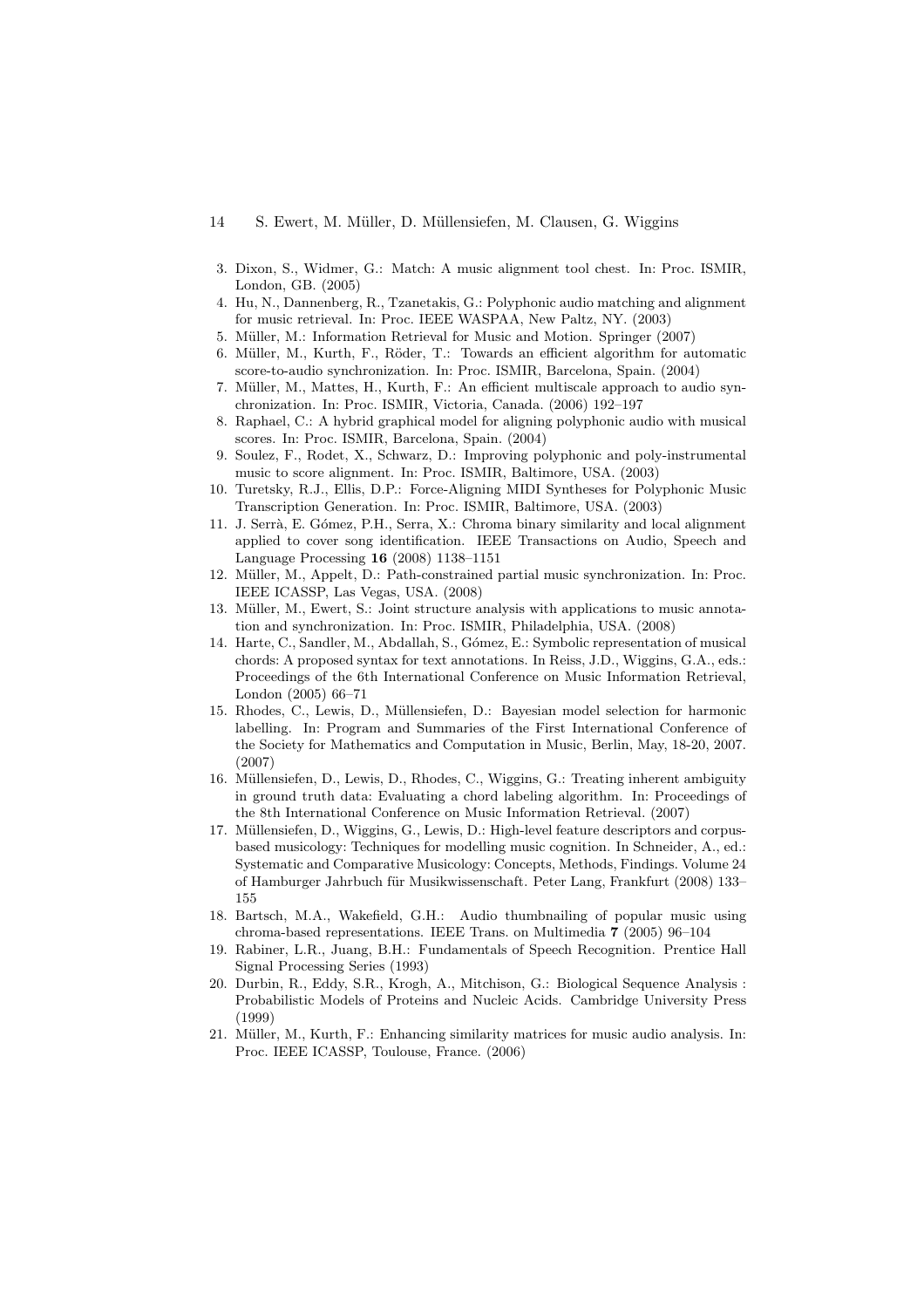3. Dixon, S., Widmer, G.: Match: A music alignment tool chest. In: Proc. ISMIR, London, GB. (2005)
4. Hu, N., Dannenberg, R., Tzanetakis, G.: Polyphonic audio matching and alignment for music retrieval. In: Proc. IEEE WASPAA, New Paltz, NY. (2003)
5. Müller, M.: Information Retrieval for Music and Motion. Springer (2007)
6. Müller, M., Kurth, F., Röder, T.: Towards an efficient algorithm for automatic score-to-audio synchronization. In: Proc. ISMIR, Barcelona, Spain. (2004)
7. Müller, M., Mattes, H., Kurth, F.: An efficient multiscale approach to audio synchronization. In: Proc. ISMIR, Victoria, Canada. (2006) 192–197
8. Raphael, C.: A hybrid graphical model for aligning polyphonic audio with musical scores. In: Proc. ISMIR, Barcelona, Spain. (2004)
9. Soulez, F., Rodet, X., Schwarz, D.: Improving polyphonic and poly-instrumental music to score alignment. In: Proc. ISMIR, Baltimore, USA. (2003)
10. Turetsky, R.J., Ellis, D.P.: Force-Aligning MIDI Syntheses for Polyphonic Music Transcription Generation. In: Proc. ISMIR, Baltimore, USA. (2003)
11. J. Serrà, E. Gómez, P.H., Serra, X.: Chroma binary similarity and local alignment applied to cover song identification. IEEE Transactions on Audio, Speech and Language Processing **16** (2008) 1138–1151
12. Müller, M., Appelt, D.: Path-constrained partial music synchronization. In: Proc. IEEE ICASSP, Las Vegas, USA. (2008)
13. Müller, M., Ewert, S.: Joint structure analysis with applications to music annotation and synchronization. In: Proc. ISMIR, Philadelphia, USA. (2008)
14. Harte, C., Sandler, M., Abdallah, S., Gómez, E.: Symbolic representation of musical chords: A proposed syntax for text annotations. In Reiss, J.D., Wiggins, G.A., eds.: Proceedings of the 6th International Conference on Music Information Retrieval, London (2005) 66–71
15. Rhodes, C., Lewis, D., Müllensiefen, D.: Bayesian model selection for harmonic labelling. In: Program and Summaries of the First International Conference of the Society for Mathematics and Computation in Music, Berlin, May, 18-20, 2007. (2007)
16. Müllensiefen, D., Lewis, D., Rhodes, C., Wiggins, G.: Treating inherent ambiguity in ground truth data: Evaluating a chord labeling algorithm. In: Proceedings of the 8th International Conference on Music Information Retrieval. (2007)
17. Müllensiefen, D., Wiggins, G., Lewis, D.: High-level feature descriptors and corpus-based musicology: Techniques for modelling music cognition. In Schneider, A., ed.: Systematic and Comparative Musicology: Concepts, Methods, Findings. Volume 24 of Hamburger Jahrbuch für Musikwissenschaft. Peter Lang, Frankfurt (2008) 133–155
18. Bartsch, M.A., Wakefield, G.H.: Audio thumbnailing of popular music using chroma-based representations. IEEE Trans. on Multimedia **7** (2005) 96–104
19. Rabiner, L.R., Juang, B.H.: Fundamentals of Speech Recognition. Prentice Hall Signal Processing Series (1993)
20. Durbin, R., Eddy, S.R., Krogh, A., Mitchison, G.: Biological Sequence Analysis : Probabilistic Models of Proteins and Nucleic Acids. Cambridge University Press (1999)
21. Müller, M., Kurth, F.: Enhancing similarity matrices for music audio analysis. In: Proc. IEEE ICASSP, Toulouse, France. (2006)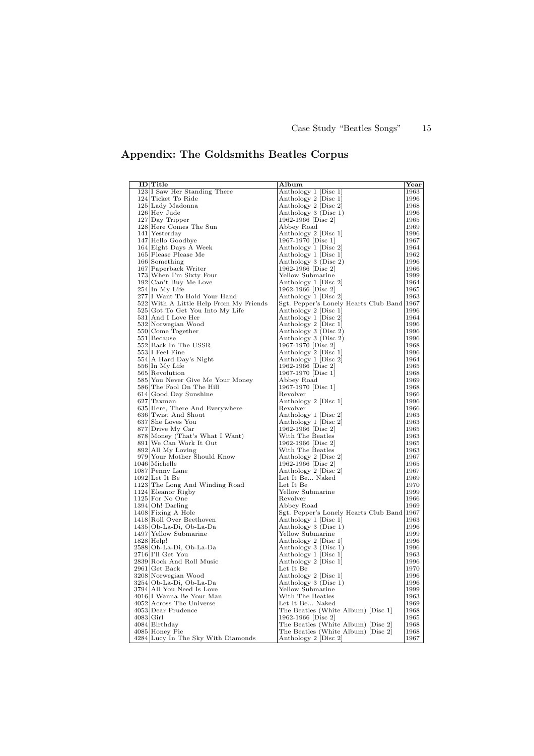## Appendix: The Goldsmiths Beatles Corpus

| ID | Title | Album | Year |
|---|---|---|---|
| 123 | I Saw Her Standing There | Anthology 1 [Disc 1] | 1963 |
| 124 | Ticket To Ride | Anthology 2 [Disc 1] | 1996 |
| 125 | Lady Madonna | Anthology 2 [Disc 2] | 1968 |
| 126 | Hey Jude | Anthology 3 (Disc 1) | 1996 |
| 127 | Day Tripper | 1962-1966 [Disc 2] | 1965 |
| 128 | Here Comes The Sun | Abbey Road | 1969 |
| 141 | Yesterday | Anthology 2 [Disc 1] | 1996 |
| 147 | Hello Goodbye | 1967-1970 [Disc 1] | 1967 |
| 164 | Eight Days A Week | Anthology 1 [Disc 2] | 1964 |
| 165 | Please Please Me | Anthology 1 [Disc 1] | 1962 |
| 166 | Something | Anthology 3 (Disc 2) | 1996 |
| 167 | Paperback Writer | 1962-1966 [Disc 2] | 1966 |
| 173 | When I'm Sixty Four | Yellow Submarine | 1999 |
| 192 | Can't Buy Me Love | Anthology 1 [Disc 2] | 1964 |
| 254 | In My Life | 1962-1966 [Disc 2] | 1965 |
| 277 | I Want To Hold Your Hand | Anthology 1 [Disc 2] | 1963 |
| 522 | With A Little Help From My Friends | Sgt. Pepper's Lonely Hearts Club Band | 1967 |
| 525 | Got To Get You Into My Life | Anthology 2 [Disc 1] | 1996 |
| 531 | And I Love Her | Anthology 1 [Disc 2] | 1964 |
| 532 | Norwegian Wood | Anthology 2 [Disc 1] | 1996 |
| 550 | Come Together | Anthology 3 (Disc 2) | 1996 |
| 551 | Because | Anthology 3 (Disc 2) | 1996 |
| 552 | Back In The USSR | 1967-1970 [Disc 2] | 1968 |
| 553 | I Feel Fine | Anthology 2 [Disc 1] | 1996 |
| 554 | A Hard Day's Night | Anthology 1 [Disc 2] | 1964 |
| 556 | In My Life | 1962-1966 [Disc 2] | 1965 |
| 565 | Revolution | 1967-1970 [Disc 1] | 1968 |
| 585 | You Never Give Me Your Money | Abbey Road | 1969 |
| 586 | The Fool On The Hill | 1967-1970 [Disc 1] | 1968 |
| 614 | Good Day Sunshine | Revolver | 1966 |
| 627 | Taxman | Anthology 2 [Disc 1] | 1996 |
| 635 | Here, There And Everywhere | Revolver | 1966 |
| 636 | Twist And Shout | Anthology 1 [Disc 2] | 1963 |
| 637 | She Loves You | Anthology 1 [Disc 2] | 1963 |
| 877 | Drive My Car | 1962-1966 [Disc 2] | 1965 |
| 878 | Money (That's What I Want) | With The Beatles | 1963 |
| 891 | We Can Work It Out | 1962-1966 [Disc 2] | 1965 |
| 892 | All My Loving | With The Beatles | 1963 |
| 979 | Your Mother Should Know | Anthology 2 [Disc 2] | 1967 |
| 1046 | Michelle | 1962-1966 [Disc 2] | 1965 |
| 1087 | Penny Lane | Anthology 2 [Disc 2] | 1967 |
| 1092 | Let It Be | Let It Be... Naked | 1969 |
| 1123 | The Long And Winding Road | Let It Be | 1970 |
| 1124 | Eleanor Rigby | Yellow Submarine | 1999 |
| 1125 | For No One | Revolver | 1966 |
| 1394 | Oh! Darling | Abbey Road | 1969 |
| 1408 | Fixing A Hole | Sgt. Pepper's Lonely Hearts Club Band | 1967 |
| 1418 | Roll Over Beethoven | Anthology 1 [Disc 1] | 1963 |
| 1435 | Ob-La-Di, Ob-La-Da | Anthology 3 (Disc 1) | 1996 |
| 1497 | Yellow Submarine | Yellow Submarine | 1999 |
| 1828 | Help! | Anthology 2 [Disc 1] | 1996 |
| 2588 | Ob-La-Di, Ob-La-Da | Anthology 3 (Disc 1) | 1996 |
| 2716 | I'll Get You | Anthology 1 [Disc 1] | 1963 |
| 2839 | Rock And Roll Music | Anthology 2 [Disc 1] | 1996 |
| 2961 | Get Back | Let It Be | 1970 |
| 3208 | Norwegian Wood | Anthology 2 [Disc 1] | 1996 |
| 3254 | Ob-La-Di, Ob-La-Da | Anthology 3 (Disc 1) | 1996 |
| 3794 | All You Need Is Love | Yellow Submarine | 1999 |
| 4016 | I Wanna Be Your Man | With The Beatles | 1963 |
| 4052 | Across The Universe | Let It Be... Naked | 1969 |
| 4053 | Dear Prudence | The Beatles (White Album) [Disc 1] | 1968 |
| 4083 | Girl | 1962-1966 [Disc 2] | 1965 |
| 4084 | Birthday | The Beatles (White Album) [Disc 2] | 1968 |
| 4085 | Honey Pie | The Beatles (White Album) [Disc 2] | 1968 |
| 4284 | Lucy In The Sky With Diamonds | Anthology 2 [Disc 2] | 1967 |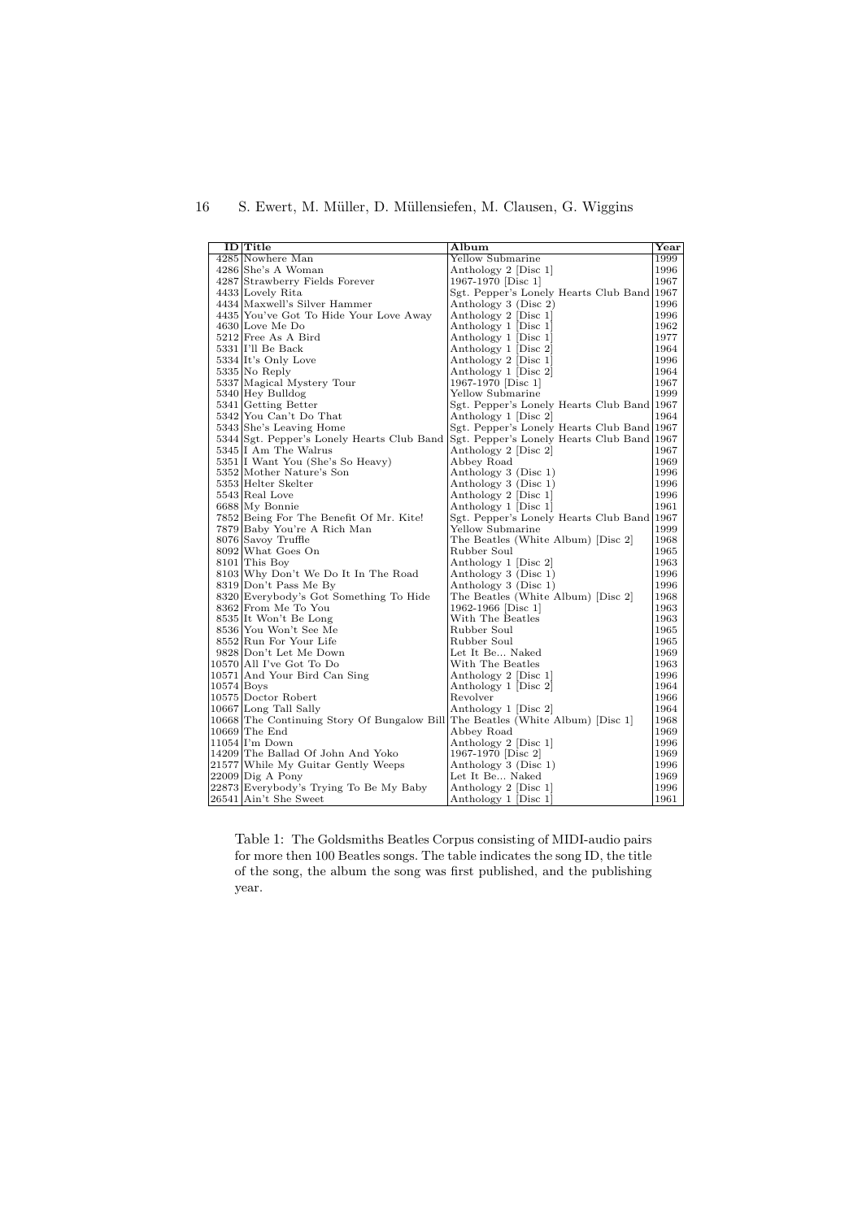| ID | Title | Album | Year |
|---|---|---|---|
| 4285 | Nowhere Man | Yellow Submarine | 1999 |
| 4286 | She's A Woman | Anthology 2 [Disc 1] | 1996 |
| 4287 | Strawberry Fields Forever | 1967-1970 [Disc 1] | 1967 |
| 4433 | Lovely Rita | Sgt. Pepper's Lonely Hearts Club Band | 1967 |
| 4434 | Maxwell's Silver Hammer | Anthology 3 (Disc 2) | 1996 |
| 4435 | You've Got To Hide Your Love Away | Anthology 2 [Disc 1] | 1996 |
| 4630 | Love Me Do | Anthology 1 [Disc 1] | 1962 |
| 5212 | Free As A Bird | Anthology 1 [Disc 1] | 1977 |
| 5331 | I'll Be Back | Anthology 1 [Disc 2] | 1964 |
| 5334 | It's Only Love | Anthology 2 [Disc 1] | 1996 |
| 5335 | No Reply | Anthology 1 [Disc 2] | 1964 |
| 5337 | Magical Mystery Tour | 1967-1970 [Disc 1] | 1967 |
| 5340 | Hey Bulldog | Yellow Submarine | 1999 |
| 5341 | Getting Better | Sgt. Pepper's Lonely Hearts Club Band | 1967 |
| 5342 | You Can't Do That | Anthology 1 [Disc 2] | 1964 |
| 5343 | She's Leaving Home | Sgt. Pepper's Lonely Hearts Club Band | 1967 |
| 5344 | Sgt. Pepper's Lonely Hearts Club Band | Sgt. Pepper's Lonely Hearts Club Band | 1967 |
| 5345 | I Am The Walrus | Anthology 2 [Disc 2] | 1967 |
| 5351 | I Want You (She's So Heavy) | Abbey Road | 1969 |
| 5352 | Mother Nature's Son | Anthology 3 (Disc 1) | 1996 |
| 5353 | Helter Skelter | Anthology 3 (Disc 1) | 1996 |
| 5543 | Real Love | Anthology 2 [Disc 1] | 1996 |
| 6688 | My Bonnie | Anthology 1 [Disc 1] | 1961 |
| 7852 | Being For The Benefit Of Mr. Kite! | Sgt. Pepper's Lonely Hearts Club Band | 1967 |
| 7879 | Baby You're A Rich Man | Yellow Submarine | 1999 |
| 8076 | Savoy Truffle | The Beatles (White Album) [Disc 2] | 1968 |
| 8092 | What Goes On | Rubber Soul | 1965 |
| 8101 | This Boy | Anthology 1 [Disc 2] | 1963 |
| 8103 | Why Don't We Do It In The Road | Anthology 3 (Disc 1) | 1996 |
| 8319 | Don't Pass Me By | Anthology 3 (Disc 1) | 1996 |
| 8320 | Everybody's Got Something To Hide | The Beatles (White Album) [Disc 2] | 1968 |
| 8362 | From Me To You | 1962-1966 [Disc 1] | 1963 |
| 8535 | It Won't Be Long | With The Beatles | 1963 |
| 8536 | You Won't See Me | Rubber Soul | 1965 |
| 8552 | Run For Your Life | Rubber Soul | 1965 |
| 9828 | Don't Let Me Down | Let It Be... Naked | 1969 |
| 10570 | All I've Got To Do | With The Beatles | 1963 |
| 10571 | And Your Bird Can Sing | Anthology 2 [Disc 1] | 1996 |
| 10574 | Boys | Anthology 1 [Disc 2] | 1964 |
| 10575 | Doctor Robert | Revolver | 1966 |
| 10667 | Long Tall Sally | Anthology 1 [Disc 2] | 1964 |
| 10668 | The Continuing Story Of Bungalow Bill | The Beatles (White Album) [Disc 1] | 1968 |
| 10669 | The End | Abbey Road | 1969 |
| 11054 | I'm Down | Anthology 2 [Disc 1] | 1996 |
| 14209 | The Ballad Of John And Yoko | 1967-1970 [Disc 2] | 1969 |
| 21577 | While My Guitar Gently Weeps | Anthology 3 (Disc 1) | 1996 |
| 22009 | Dig A Pony | Let It Be... Naked | 1969 |
| 22873 | Everybody's Trying To Be My Baby | Anthology 2 [Disc 1] | 1996 |
| 26541 | Ain't She Sweet | Anthology 1 [Disc 1] | 1961 |

Table 1: The Goldsmiths Beatles Corpus consisting of MIDI-audio pairs for more then 100 Beatles songs. The table indicates the song ID, the title of the song, the album the song was first published, and the publishing year.